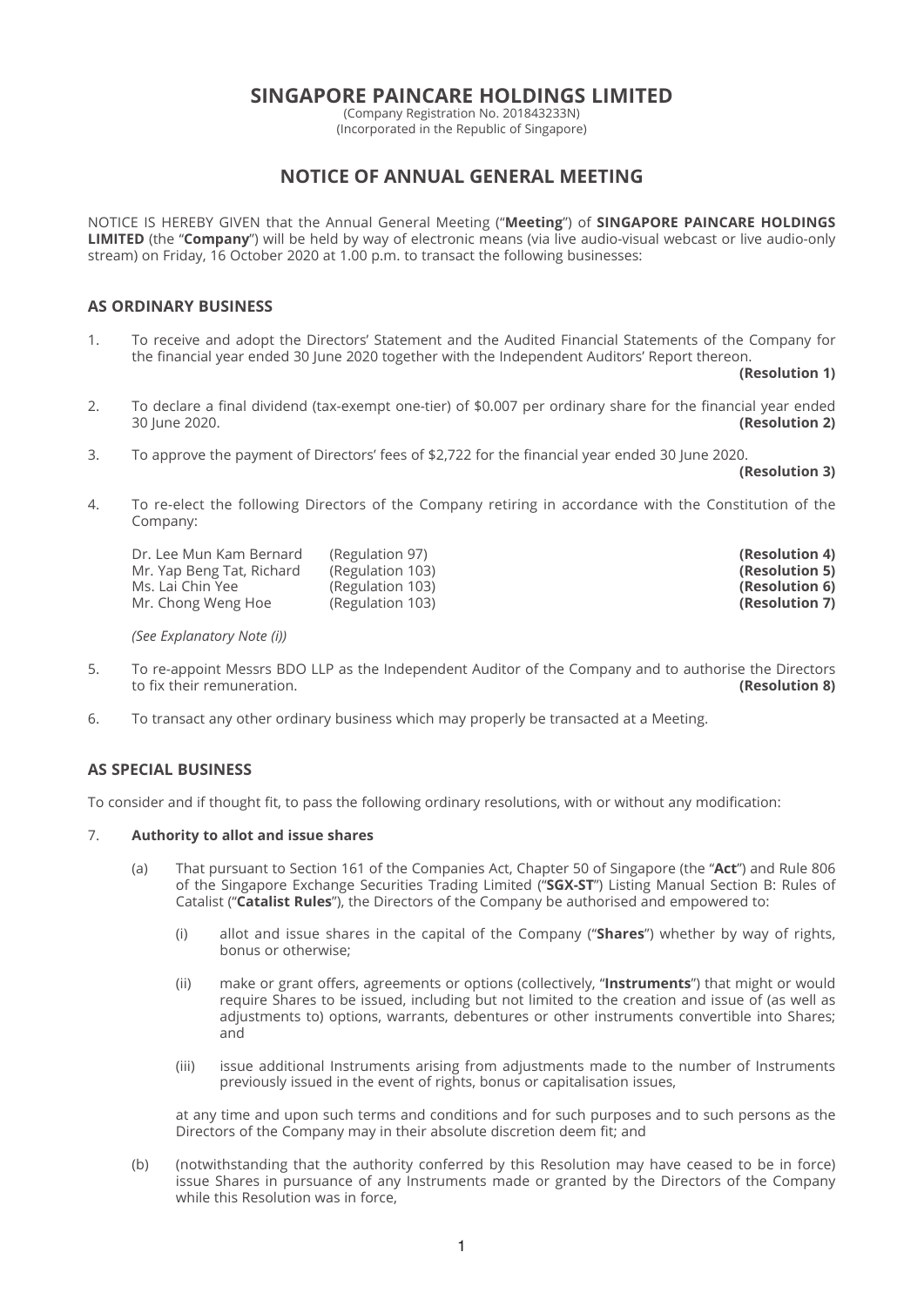# SINGAPORE PAINCARE HOLDINGS LIMITED

(Company Registration No. 201843233N)
(Incorporated in the Republic of Singapore)

## NOTICE OF ANNUAL GENERAL MEETING

NOTICE IS HEREBY GIVEN that the Annual General Meeting ("**Meeting**") of **SINGAPORE PAINCARE HOLDINGS LIMITED** (the "**Company**") will be held by way of electronic means (via live audio-visual webcast or live audio-only stream) on Friday, 16 October 2020 at 1.00 p.m. to transact the following businesses:

### AS ORDINARY BUSINESS

1. To receive and adopt the Directors' Statement and the Audited Financial Statements of the Company for the financial year ended 30 June 2020 together with the Independent Auditors' Report thereon. **(Resolution 1)**

2. To declare a final dividend (tax-exempt one-tier) of $0.007 per ordinary share for the financial year ended 30 June 2020. **(Resolution 2)**

3. To approve the payment of Directors' fees of $2,722 for the financial year ended 30 June 2020. **(Resolution 3)**

4. To re-elect the following Directors of the Company retiring in accordance with the Constitution of the Company:

| | | |
|---|---|---|
| Dr. Lee Mun Kam Bernard | (Regulation 97) | **(Resolution 4)** |
| Mr. Yap Beng Tat, Richard | (Regulation 103) | **(Resolution 5)** |
| Ms. Lai Chin Yee | (Regulation 103) | **(Resolution 6)** |
| Mr. Chong Weng Hoe | (Regulation 103) | **(Resolution 7)** |

   *(See Explanatory Note (i))*

5. To re-appoint Messrs BDO LLP as the Independent Auditor of the Company and to authorise the Directors to fix their remuneration. **(Resolution 8)**

6. To transact any other ordinary business which may properly be transacted at a Meeting.

### AS SPECIAL BUSINESS

To consider and if thought fit, to pass the following ordinary resolutions, with or without any modification:

7. **Authority to allot and issue shares**

   (a) That pursuant to Section 161 of the Companies Act, Chapter 50 of Singapore (the "**Act**") and Rule 806 of the Singapore Exchange Securities Trading Limited ("**SGX-ST**") Listing Manual Section B: Rules of Catalist ("**Catalist Rules**"), the Directors of the Company be authorised and empowered to:

      (i) allot and issue shares in the capital of the Company ("**Shares**") whether by way of rights, bonus or otherwise;

      (ii) make or grant offers, agreements or options (collectively, "**Instruments**") that might or would require Shares to be issued, including but not limited to the creation and issue of (as well as adjustments to) options, warrants, debentures or other instruments convertible into Shares; and

      (iii) issue additional Instruments arising from adjustments made to the number of Instruments previously issued in the event of rights, bonus or capitalisation issues,

   at any time and upon such terms and conditions and for such purposes and to such persons as the Directors of the Company may in their absolute discretion deem fit; and

   (b) (notwithstanding that the authority conferred by this Resolution may have ceased to be in force) issue Shares in pursuance of any Instruments made or granted by the Directors of the Company while this Resolution was in force,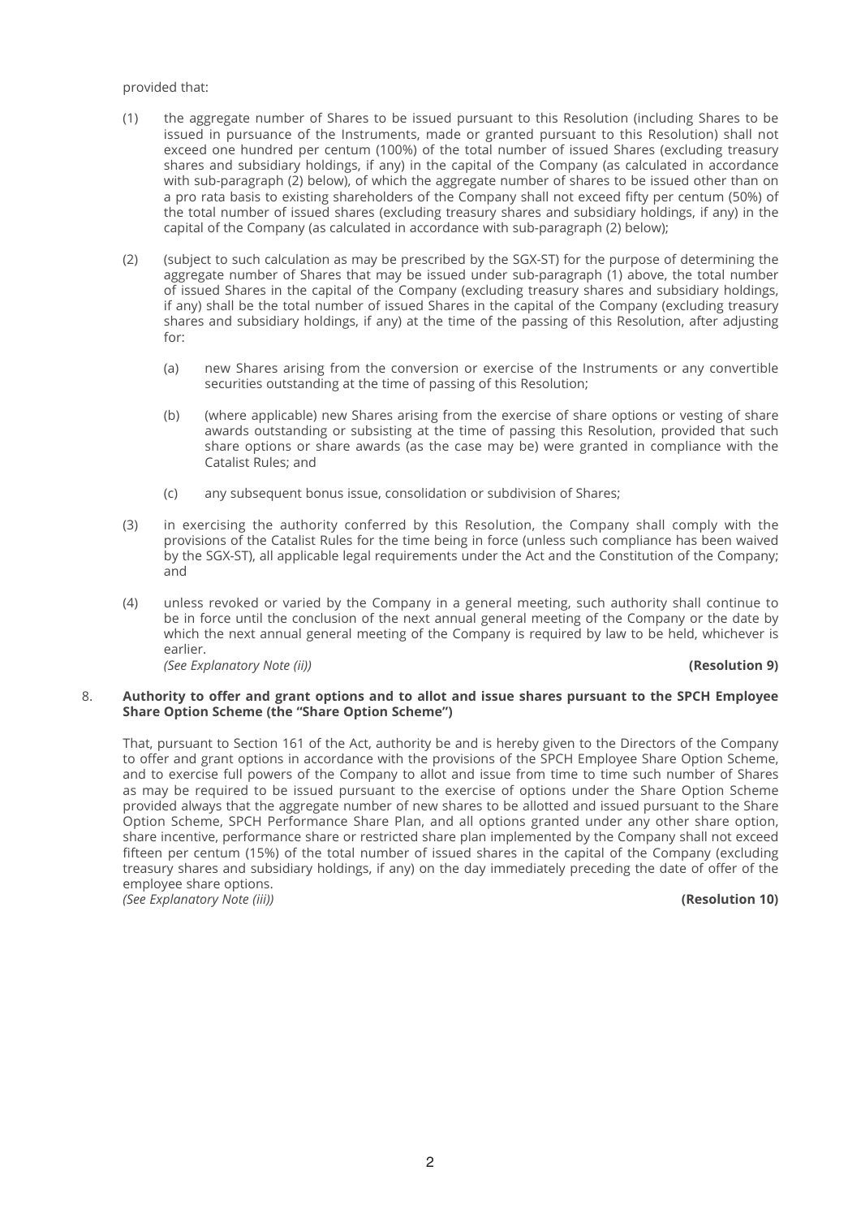provided that:

(1) the aggregate number of Shares to be issued pursuant to this Resolution (including Shares to be issued in pursuance of the Instruments, made or granted pursuant to this Resolution) shall not exceed one hundred per centum (100%) of the total number of issued Shares (excluding treasury shares and subsidiary holdings, if any) in the capital of the Company (as calculated in accordance with sub-paragraph (2) below), of which the aggregate number of shares to be issued other than on a pro rata basis to existing shareholders of the Company shall not exceed fifty per centum (50%) of the total number of issued shares (excluding treasury shares and subsidiary holdings, if any) in the capital of the Company (as calculated in accordance with sub-paragraph (2) below);

(2) (subject to such calculation as may be prescribed by the SGX-ST) for the purpose of determining the aggregate number of Shares that may be issued under sub-paragraph (1) above, the total number of issued Shares in the capital of the Company (excluding treasury shares and subsidiary holdings, if any) shall be the total number of issued Shares in the capital of the Company (excluding treasury shares and subsidiary holdings, if any) at the time of the passing of this Resolution, after adjusting for:

   (a) new Shares arising from the conversion or exercise of the Instruments or any convertible securities outstanding at the time of passing of this Resolution;

   (b) (where applicable) new Shares arising from the exercise of share options or vesting of share awards outstanding or subsisting at the time of passing this Resolution, provided that such share options or share awards (as the case may be) were granted in compliance with the Catalist Rules; and

   (c) any subsequent bonus issue, consolidation or subdivision of Shares;

(3) in exercising the authority conferred by this Resolution, the Company shall comply with the provisions of the Catalist Rules for the time being in force (unless such compliance has been waived by the SGX-ST), all applicable legal requirements under the Act and the Constitution of the Company; and

(4) unless revoked or varied by the Company in a general meeting, such authority shall continue to be in force until the conclusion of the next annual general meeting of the Company or the date by which the next annual general meeting of the Company is required by law to be held, whichever is earlier.
*(See Explanatory Note (ii))* **(Resolution 9)**

8. **Authority to offer and grant options and to allot and issue shares pursuant to the SPCH Employee Share Option Scheme (the "Share Option Scheme")**

That, pursuant to Section 161 of the Act, authority be and is hereby given to the Directors of the Company to offer and grant options in accordance with the provisions of the SPCH Employee Share Option Scheme, and to exercise full powers of the Company to allot and issue from time to time such number of Shares as may be required to be issued pursuant to the exercise of options under the Share Option Scheme provided always that the aggregate number of new shares to be allotted and issued pursuant to the Share Option Scheme, SPCH Performance Share Plan, and all options granted under any other share option, share incentive, performance share or restricted share plan implemented by the Company shall not exceed fifteen per centum (15%) of the total number of issued shares in the capital of the Company (excluding treasury shares and subsidiary holdings, if any) on the day immediately preceding the date of offer of the employee share options.
*(See Explanatory Note (iii))* **(Resolution 10)**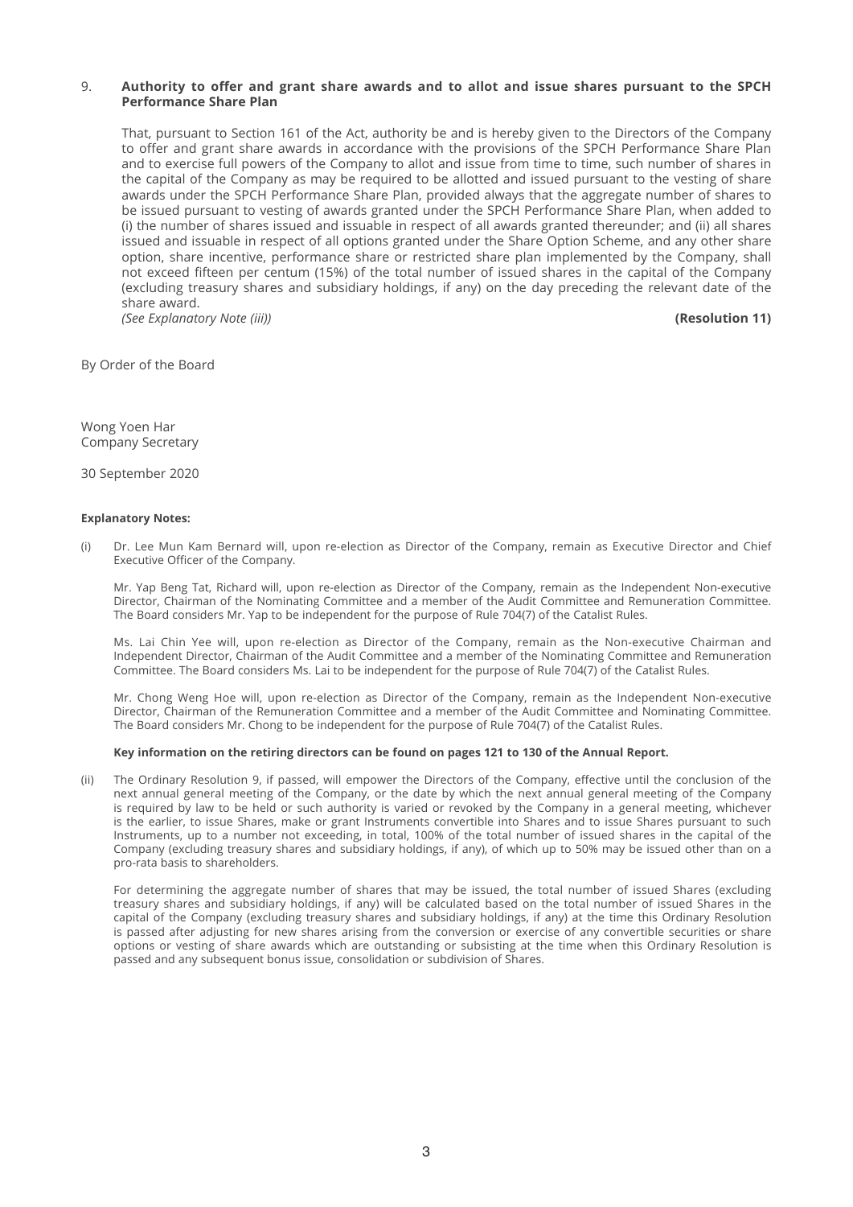9. **Authority to offer and grant share awards and to allot and issue shares pursuant to the SPCH Performance Share Plan**

   That, pursuant to Section 161 of the Act, authority be and is hereby given to the Directors of the Company to offer and grant share awards in accordance with the provisions of the SPCH Performance Share Plan and to exercise full powers of the Company to allot and issue from time to time, such number of shares in the capital of the Company as may be required to be allotted and issued pursuant to the vesting of share awards under the SPCH Performance Share Plan, provided always that the aggregate number of shares to be issued pursuant to vesting of awards granted under the SPCH Performance Share Plan, when added to (i) the number of shares issued and issuable in respect of all awards granted thereunder; and (ii) all shares issued and issuable in respect of all options granted under the Share Option Scheme, and any other share option, share incentive, performance share or restricted share plan implemented by the Company, shall not exceed fifteen per centum (15%) of the total number of issued shares in the capital of the Company (excluding treasury shares and subsidiary holdings, if any) on the day preceding the relevant date of the share award.
   *(See Explanatory Note (iii))* **(Resolution 11)**

By Order of the Board

Wong Yoen Har
Company Secretary

30 September 2020

**Explanatory Notes:**

(i) Dr. Lee Mun Kam Bernard will, upon re-election as Director of the Company, remain as Executive Director and Chief Executive Officer of the Company.

Mr. Yap Beng Tat, Richard will, upon re-election as Director of the Company, remain as the Independent Non-executive Director, Chairman of the Nominating Committee and a member of the Audit Committee and Remuneration Committee. The Board considers Mr. Yap to be independent for the purpose of Rule 704(7) of the Catalist Rules.

Ms. Lai Chin Yee will, upon re-election as Director of the Company, remain as the Non-executive Chairman and Independent Director, Chairman of the Audit Committee and a member of the Nominating Committee and Remuneration Committee. The Board considers Ms. Lai to be independent for the purpose of Rule 704(7) of the Catalist Rules.

Mr. Chong Weng Hoe will, upon re-election as Director of the Company, remain as the Independent Non-executive Director, Chairman of the Remuneration Committee and a member of the Audit Committee and Nominating Committee. The Board considers Mr. Chong to be independent for the purpose of Rule 704(7) of the Catalist Rules.

**Key information on the retiring directors can be found on pages 121 to 130 of the Annual Report.**

(ii) The Ordinary Resolution 9, if passed, will empower the Directors of the Company, effective until the conclusion of the next annual general meeting of the Company, or the date by which the next annual general meeting of the Company is required by law to be held or such authority is varied or revoked by the Company in a general meeting, whichever is the earlier, to issue Shares, make or grant Instruments convertible into Shares and to issue Shares pursuant to such Instruments, up to a number not exceeding, in total, 100% of the total number of issued shares in the capital of the Company (excluding treasury shares and subsidiary holdings, if any), of which up to 50% may be issued other than on a pro-rata basis to shareholders.

For determining the aggregate number of shares that may be issued, the total number of issued Shares (excluding treasury shares and subsidiary holdings, if any) will be calculated based on the total number of issued Shares in the capital of the Company (excluding treasury shares and subsidiary holdings, if any) at the time this Ordinary Resolution is passed after adjusting for new shares arising from the conversion or exercise of any convertible securities or share options or vesting of share awards which are outstanding or subsisting at the time when this Ordinary Resolution is passed and any subsequent bonus issue, consolidation or subdivision of Shares.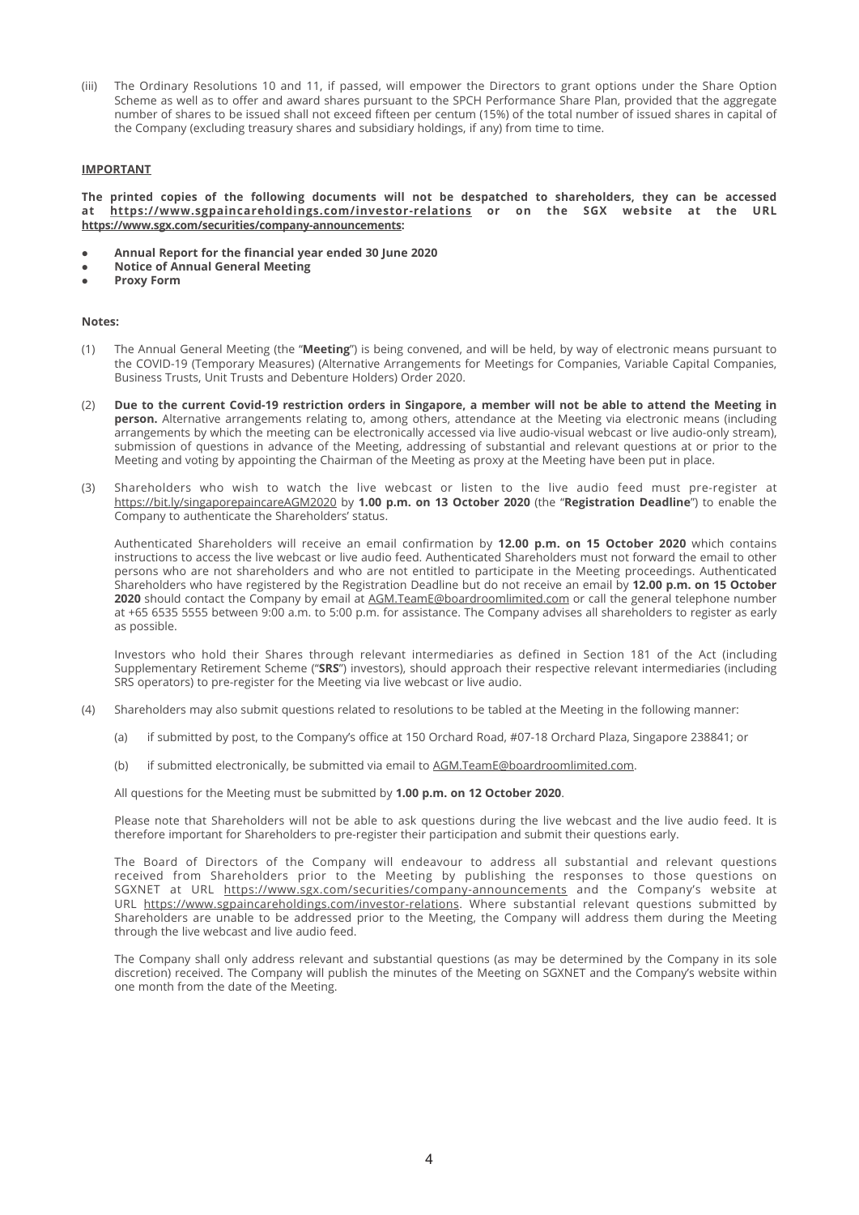(iii) The Ordinary Resolutions 10 and 11, if passed, will empower the Directors to grant options under the Share Option Scheme as well as to offer and award shares pursuant to the SPCH Performance Share Plan, provided that the aggregate number of shares to be issued shall not exceed fifteen per centum (15%) of the total number of issued shares in capital of the Company (excluding treasury shares and subsidiary holdings, if any) from time to time.

**IMPORTANT**

**The printed copies of the following documents will not be despatched to shareholders, they can be accessed at https://www.sgpaincareholdings.com/investor-relations or on the SGX website at the URL https://www.sgx.com/securities/company-announcements:**

- **Annual Report for the financial year ended 30 June 2020**
- **Notice of Annual General Meeting**
- **Proxy Form**

**Notes:**

(1) The Annual General Meeting (the "**Meeting**") is being convened, and will be held, by way of electronic means pursuant to the COVID-19 (Temporary Measures) (Alternative Arrangements for Meetings for Companies, Variable Capital Companies, Business Trusts, Unit Trusts and Debenture Holders) Order 2020.

(2) **Due to the current Covid-19 restriction orders in Singapore, a member will not be able to attend the Meeting in person.** Alternative arrangements relating to, among others, attendance at the Meeting via electronic means (including arrangements by which the meeting can be electronically accessed via live audio-visual webcast or live audio-only stream), submission of questions in advance of the Meeting, addressing of substantial and relevant questions at or prior to the Meeting and voting by appointing the Chairman of the Meeting as proxy at the Meeting have been put in place.

(3) Shareholders who wish to watch the live webcast or listen to the live audio feed must pre-register at https://bit.ly/singaporepaincareAGM2020 by **1.00 p.m. on 13 October 2020** (the "**Registration Deadline**") to enable the Company to authenticate the Shareholders' status.

Authenticated Shareholders will receive an email confirmation by **12.00 p.m. on 15 October 2020** which contains instructions to access the live webcast or live audio feed. Authenticated Shareholders must not forward the email to other persons who are not shareholders and who are not entitled to participate in the Meeting proceedings. Authenticated Shareholders who have registered by the Registration Deadline but do not receive an email by **12.00 p.m. on 15 October 2020** should contact the Company by email at AGM.TeamE@boardroomlimited.com or call the general telephone number at +65 6535 5555 between 9:00 a.m. to 5:00 p.m. for assistance. The Company advises all shareholders to register as early as possible.

Investors who hold their Shares through relevant intermediaries as defined in Section 181 of the Act (including Supplementary Retirement Scheme ("**SRS**") investors), should approach their respective relevant intermediaries (including SRS operators) to pre-register for the Meeting via live webcast or live audio.

(4) Shareholders may also submit questions related to resolutions to be tabled at the Meeting in the following manner:

(a) if submitted by post, to the Company's office at 150 Orchard Road, #07-18 Orchard Plaza, Singapore 238841; or

(b) if submitted electronically, be submitted via email to AGM.TeamE@boardroomlimited.com.

All questions for the Meeting must be submitted by **1.00 p.m. on 12 October 2020**.

Please note that Shareholders will not be able to ask questions during the live webcast and the live audio feed. It is therefore important for Shareholders to pre-register their participation and submit their questions early.

The Board of Directors of the Company will endeavour to address all substantial and relevant questions received from Shareholders prior to the Meeting by publishing the responses to those questions on SGXNET at URL https://www.sgx.com/securities/company-announcements and the Company's website at URL https://www.sgpaincareholdings.com/investor-relations. Where substantial relevant questions submitted by Shareholders are unable to be addressed prior to the Meeting, the Company will address them during the Meeting through the live webcast and live audio feed.

The Company shall only address relevant and substantial questions (as may be determined by the Company in its sole discretion) received. The Company will publish the minutes of the Meeting on SGXNET and the Company's website within one month from the date of the Meeting.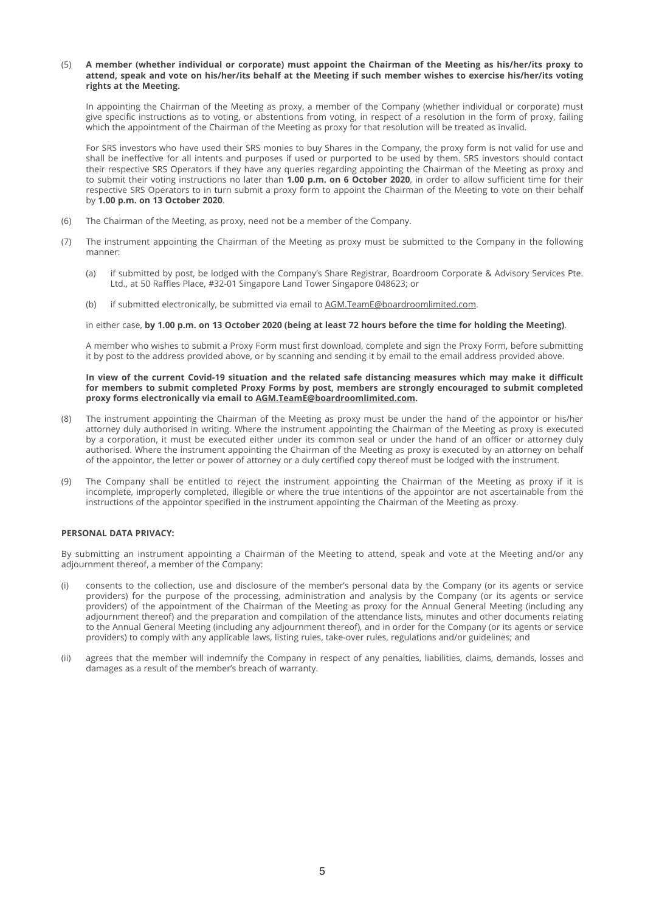(5) **A member (whether individual or corporate) must appoint the Chairman of the Meeting as his/her/its proxy to attend, speak and vote on his/her/its behalf at the Meeting if such member wishes to exercise his/her/its voting rights at the Meeting.**

In appointing the Chairman of the Meeting as proxy, a member of the Company (whether individual or corporate) must give specific instructions as to voting, or abstentions from voting, in respect of a resolution in the form of proxy, failing which the appointment of the Chairman of the Meeting as proxy for that resolution will be treated as invalid.

For SRS investors who have used their SRS monies to buy Shares in the Company, the proxy form is not valid for use and shall be ineffective for all intents and purposes if used or purported to be used by them. SRS investors should contact their respective SRS Operators if they have any queries regarding appointing the Chairman of the Meeting as proxy and to submit their voting instructions no later than **1.00 p.m. on 6 October 2020**, in order to allow sufficient time for their respective SRS Operators to in turn submit a proxy form to appoint the Chairman of the Meeting to vote on their behalf by **1.00 p.m. on 13 October 2020**.

(6) The Chairman of the Meeting, as proxy, need not be a member of the Company.

(7) The instrument appointing the Chairman of the Meeting as proxy must be submitted to the Company in the following manner:

(a) if submitted by post, be lodged with the Company's Share Registrar, Boardroom Corporate & Advisory Services Pte. Ltd., at 50 Raffles Place, #32-01 Singapore Land Tower Singapore 048623; or

(b) if submitted electronically, be submitted via email to AGM.TeamE@boardroomlimited.com.

in either case, **by 1.00 p.m. on 13 October 2020 (being at least 72 hours before the time for holding the Meeting)**.

A member who wishes to submit a Proxy Form must first download, complete and sign the Proxy Form, before submitting it by post to the address provided above, or by scanning and sending it by email to the email address provided above.

**In view of the current Covid-19 situation and the related safe distancing measures which may make it difficult for members to submit completed Proxy Forms by post, members are strongly encouraged to submit completed proxy forms electronically via email to AGM.TeamE@boardroomlimited.com.**

(8) The instrument appointing the Chairman of the Meeting as proxy must be under the hand of the appointor or his/her attorney duly authorised in writing. Where the instrument appointing the Chairman of the Meeting as proxy is executed by a corporation, it must be executed either under its common seal or under the hand of an officer or attorney duly authorised. Where the instrument appointing the Chairman of the Meeting as proxy is executed by an attorney on behalf of the appointor, the letter or power of attorney or a duly certified copy thereof must be lodged with the instrument.

(9) The Company shall be entitled to reject the instrument appointing the Chairman of the Meeting as proxy if it is incomplete, improperly completed, illegible or where the true intentions of the appointor are not ascertainable from the instructions of the appointor specified in the instrument appointing the Chairman of the Meeting as proxy.

**PERSONAL DATA PRIVACY:**

By submitting an instrument appointing a Chairman of the Meeting to attend, speak and vote at the Meeting and/or any adjournment thereof, a member of the Company:

(i) consents to the collection, use and disclosure of the member's personal data by the Company (or its agents or service providers) for the purpose of the processing, administration and analysis by the Company (or its agents or service providers) of the appointment of the Chairman of the Meeting as proxy for the Annual General Meeting (including any adjournment thereof) and the preparation and compilation of the attendance lists, minutes and other documents relating to the Annual General Meeting (including any adjournment thereof), and in order for the Company (or its agents or service providers) to comply with any applicable laws, listing rules, take-over rules, regulations and/or guidelines; and

(ii) agrees that the member will indemnify the Company in respect of any penalties, liabilities, claims, demands, losses and damages as a result of the member's breach of warranty.